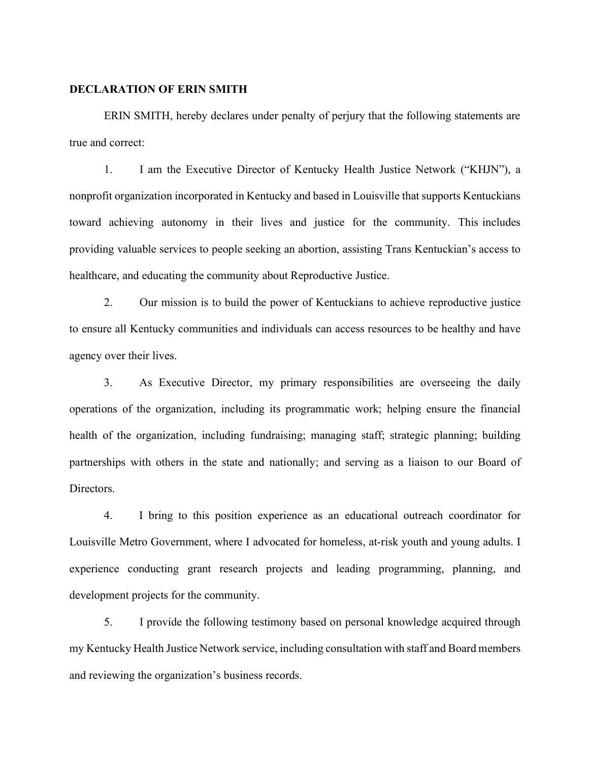**DECLARATION OF ERIN SMITH**

ERIN SMITH, hereby declares under penalty of perjury that the following statements are true and correct:

1. I am the Executive Director of Kentucky Health Justice Network ("KHJN"), a nonprofit organization incorporated in Kentucky and based in Louisville that supports Kentuckians toward achieving autonomy in their lives and justice for the community. This includes providing valuable services to people seeking an abortion, assisting Trans Kentuckian's access to healthcare, and educating the community about Reproductive Justice.

2. Our mission is to build the power of Kentuckians to achieve reproductive justice to ensure all Kentucky communities and individuals can access resources to be healthy and have agency over their lives.

3. As Executive Director, my primary responsibilities are overseeing the daily operations of the organization, including its programmatic work; helping ensure the financial health of the organization, including fundraising; managing staff; strategic planning; building partnerships with others in the state and nationally; and serving as a liaison to our Board of Directors.

4. I bring to this position experience as an educational outreach coordinator for Louisville Metro Government, where I advocated for homeless, at-risk youth and young adults. I experience conducting grant research projects and leading programming, planning, and development projects for the community.

5. I provide the following testimony based on personal knowledge acquired through my Kentucky Health Justice Network service, including consultation with staff and Board members and reviewing the organization's business records.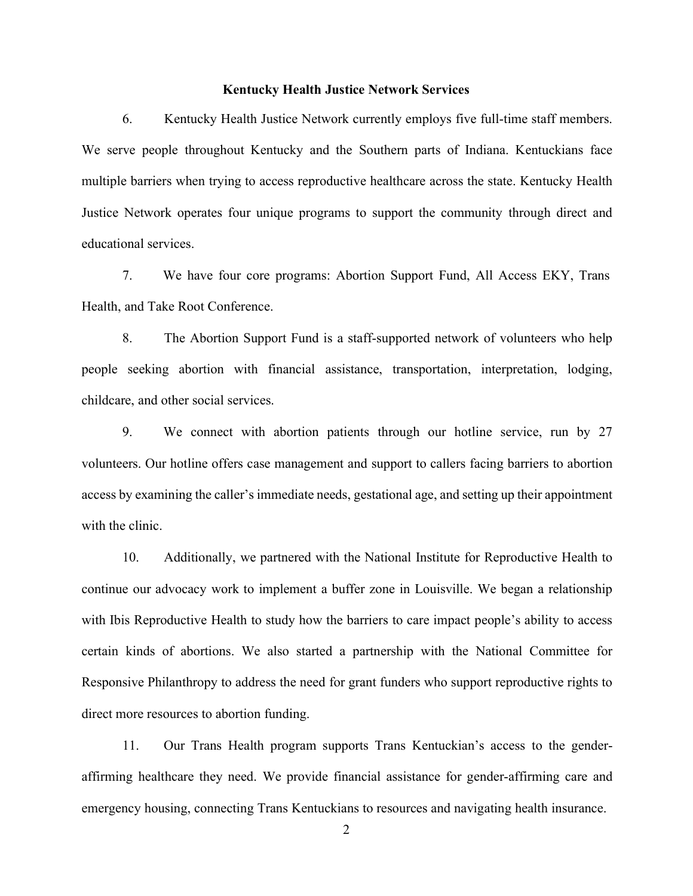**Kentucky Health Justice Network Services**

6. Kentucky Health Justice Network currently employs five full-time staff members. We serve people throughout Kentucky and the Southern parts of Indiana. Kentuckians face multiple barriers when trying to access reproductive healthcare across the state. Kentucky Health Justice Network operates four unique programs to support the community through direct and educational services.

7. We have four core programs: Abortion Support Fund, All Access EKY, Trans Health, and Take Root Conference.

8. The Abortion Support Fund is a staff-supported network of volunteers who help people seeking abortion with financial assistance, transportation, interpretation, lodging, childcare, and other social services.

9. We connect with abortion patients through our hotline service, run by 27 volunteers. Our hotline offers case management and support to callers facing barriers to abortion access by examining the caller's immediate needs, gestational age, and setting up their appointment with the clinic.

10. Additionally, we partnered with the National Institute for Reproductive Health to continue our advocacy work to implement a buffer zone in Louisville. We began a relationship with Ibis Reproductive Health to study how the barriers to care impact people's ability to access certain kinds of abortions. We also started a partnership with the National Committee for Responsive Philanthropy to address the need for grant funders who support reproductive rights to direct more resources to abortion funding.

11. Our Trans Health program supports Trans Kentuckian's access to the gender-affirming healthcare they need. We provide financial assistance for gender-affirming care and emergency housing, connecting Trans Kentuckians to resources and navigating health insurance.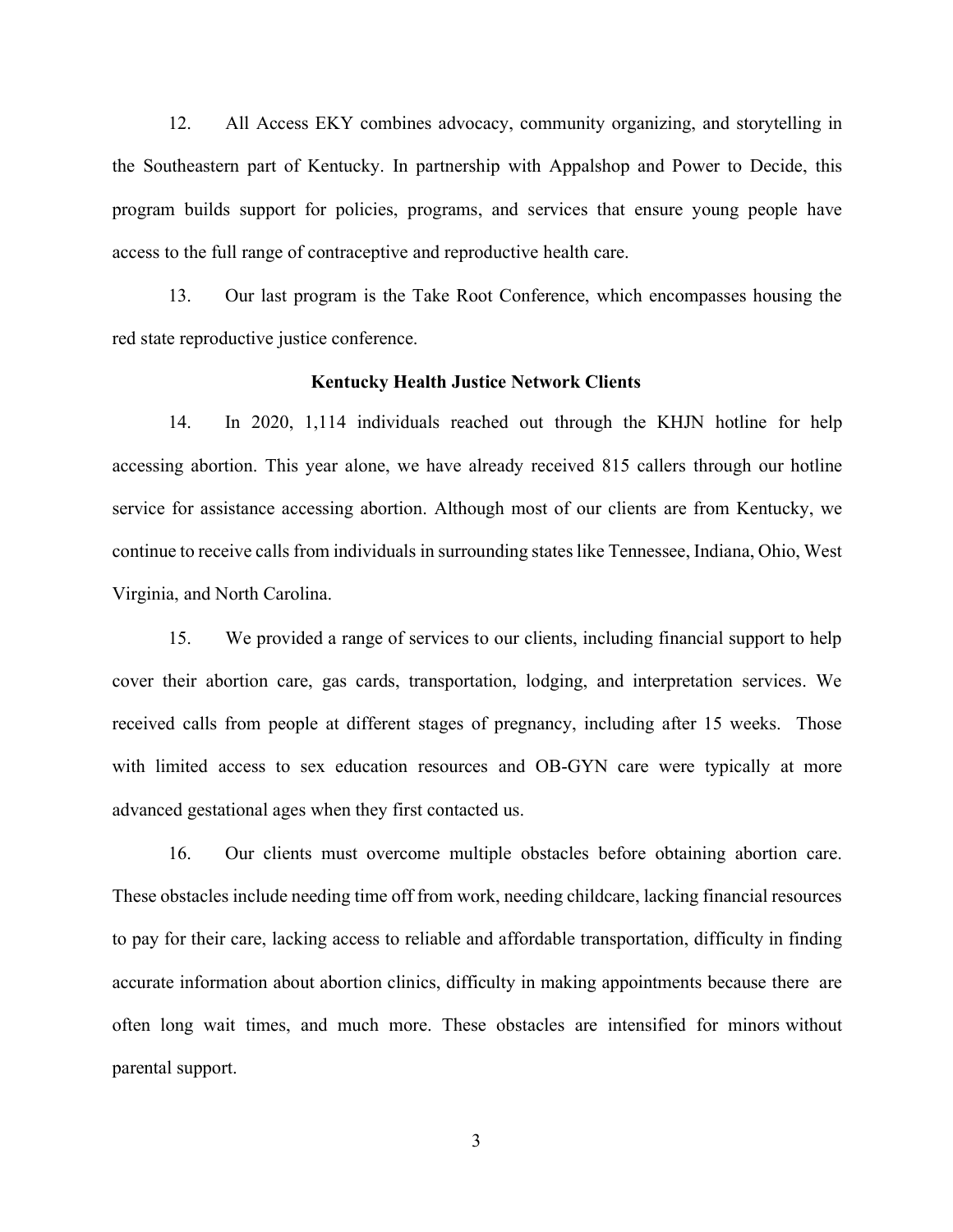12. All Access EKY combines advocacy, community organizing, and storytelling in the Southeastern part of Kentucky. In partnership with Appalshop and Power to Decide, this program builds support for policies, programs, and services that ensure young people have access to the full range of contraceptive and reproductive health care.

13. Our last program is the Take Root Conference, which encompasses housing the red state reproductive justice conference.

**Kentucky Health Justice Network Clients**

14. In 2020, 1,114 individuals reached out through the KHJN hotline for help accessing abortion. This year alone, we have already received 815 callers through our hotline service for assistance accessing abortion. Although most of our clients are from Kentucky, we continue to receive calls from individuals in surrounding states like Tennessee, Indiana, Ohio, West Virginia, and North Carolina.

15. We provided a range of services to our clients, including financial support to help cover their abortion care, gas cards, transportation, lodging, and interpretation services. We received calls from people at different stages of pregnancy, including after 15 weeks. Those with limited access to sex education resources and OB-GYN care were typically at more advanced gestational ages when they first contacted us.

16. Our clients must overcome multiple obstacles before obtaining abortion care. These obstacles include needing time off from work, needing childcare, lacking financial resources to pay for their care, lacking access to reliable and affordable transportation, difficulty in finding accurate information about abortion clinics, difficulty in making appointments because there are often long wait times, and much more. These obstacles are intensified for minors without parental support.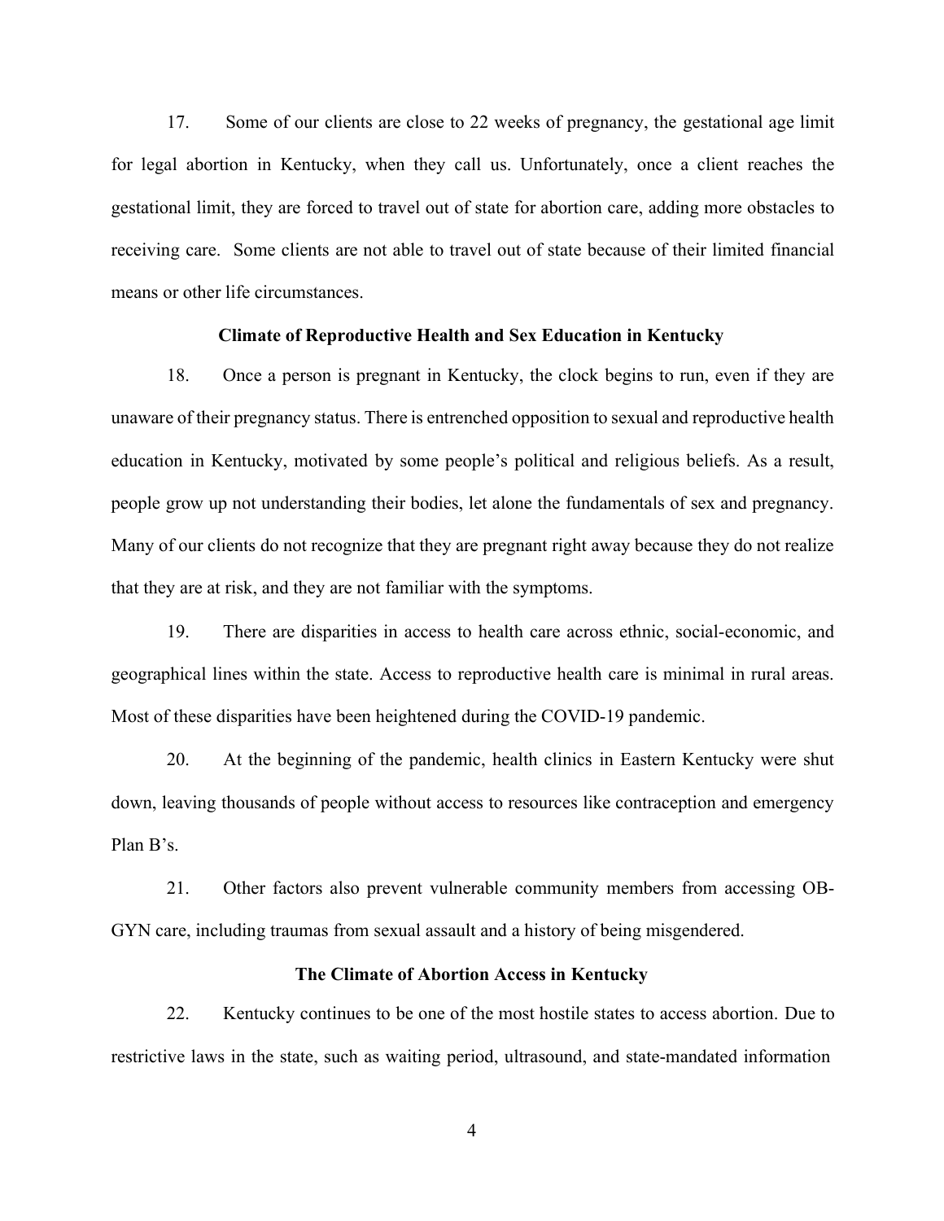17. Some of our clients are close to 22 weeks of pregnancy, the gestational age limit for legal abortion in Kentucky, when they call us. Unfortunately, once a client reaches the gestational limit, they are forced to travel out of state for abortion care, adding more obstacles to receiving care. Some clients are not able to travel out of state because of their limited financial means or other life circumstances.

**Climate of Reproductive Health and Sex Education in Kentucky**

18. Once a person is pregnant in Kentucky, the clock begins to run, even if they are unaware of their pregnancy status. There is entrenched opposition to sexual and reproductive health education in Kentucky, motivated by some people's political and religious beliefs. As a result, people grow up not understanding their bodies, let alone the fundamentals of sex and pregnancy. Many of our clients do not recognize that they are pregnant right away because they do not realize that they are at risk, and they are not familiar with the symptoms.

19. There are disparities in access to health care across ethnic, social-economic, and geographical lines within the state. Access to reproductive health care is minimal in rural areas. Most of these disparities have been heightened during the COVID-19 pandemic.

20. At the beginning of the pandemic, health clinics in Eastern Kentucky were shut down, leaving thousands of people without access to resources like contraception and emergency Plan B's.

21. Other factors also prevent vulnerable community members from accessing OB-GYN care, including traumas from sexual assault and a history of being misgendered.

**The Climate of Abortion Access in Kentucky**

22. Kentucky continues to be one of the most hostile states to access abortion. Due to restrictive laws in the state, such as waiting period, ultrasound, and state-mandated information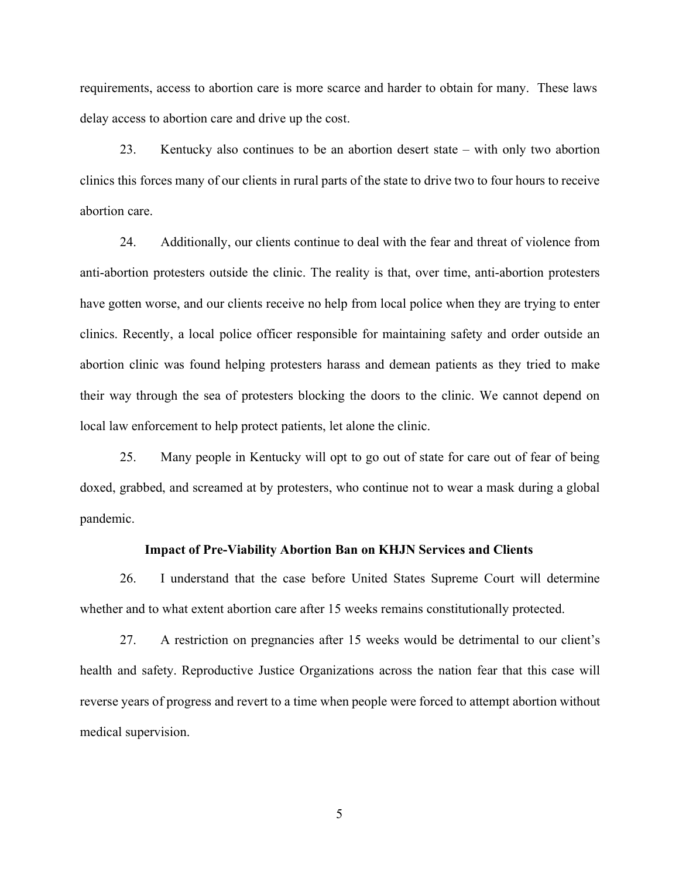requirements, access to abortion care is more scarce and harder to obtain for many. These laws delay access to abortion care and drive up the cost.

23. Kentucky also continues to be an abortion desert state – with only two abortion clinics this forces many of our clients in rural parts of the state to drive two to four hours to receive abortion care.

24. Additionally, our clients continue to deal with the fear and threat of violence from anti-abortion protesters outside the clinic. The reality is that, over time, anti-abortion protesters have gotten worse, and our clients receive no help from local police when they are trying to enter clinics. Recently, a local police officer responsible for maintaining safety and order outside an abortion clinic was found helping protesters harass and demean patients as they tried to make their way through the sea of protesters blocking the doors to the clinic. We cannot depend on local law enforcement to help protect patients, let alone the clinic.

25. Many people in Kentucky will opt to go out of state for care out of fear of being doxed, grabbed, and screamed at by protesters, who continue not to wear a mask during a global pandemic.

**Impact of Pre-Viability Abortion Ban on KHJN Services and Clients**

26. I understand that the case before United States Supreme Court will determine whether and to what extent abortion care after 15 weeks remains constitutionally protected.

27. A restriction on pregnancies after 15 weeks would be detrimental to our client's health and safety. Reproductive Justice Organizations across the nation fear that this case will reverse years of progress and revert to a time when people were forced to attempt abortion without medical supervision.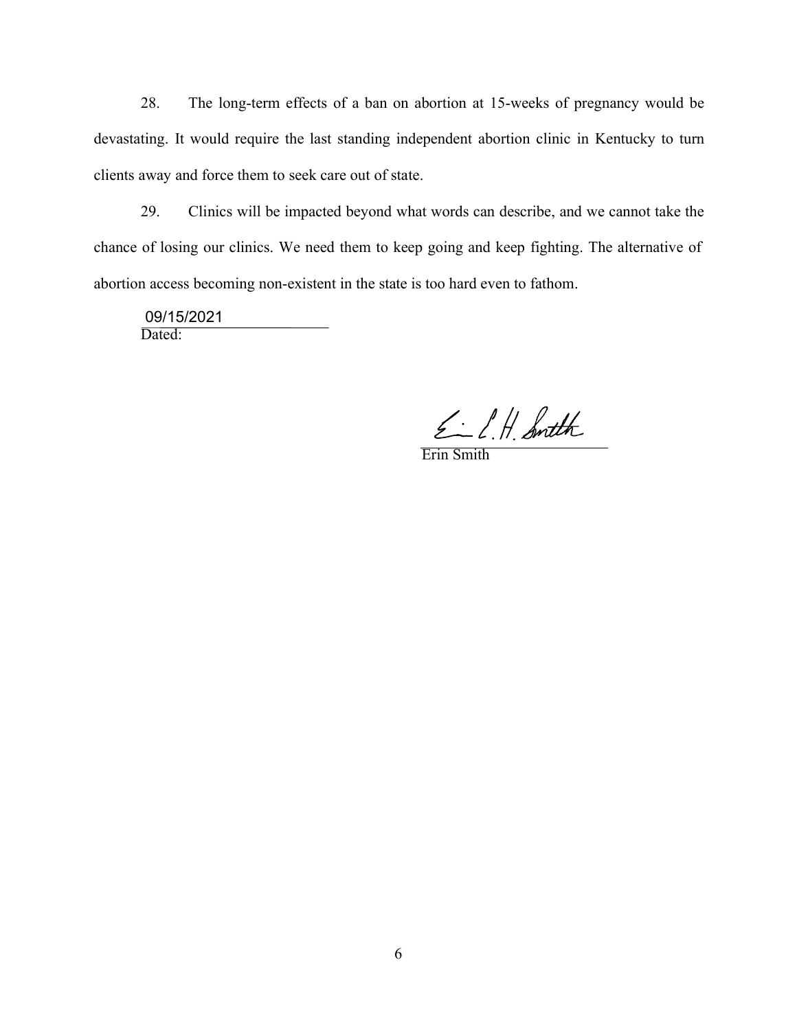28. The long-term effects of a ban on abortion at 15-weeks of pregnancy would be devastating. It would require the last standing independent abortion clinic in Kentucky to turn clients away and force them to seek care out of state.

29. Clinics will be impacted beyond what words can describe, and we cannot take the chance of losing our clinics. We need them to keep going and keep fighting. The alternative of abortion access becoming non-existent in the state is too hard even to fathom.

Dated: 09/15/2021

Erin Smith